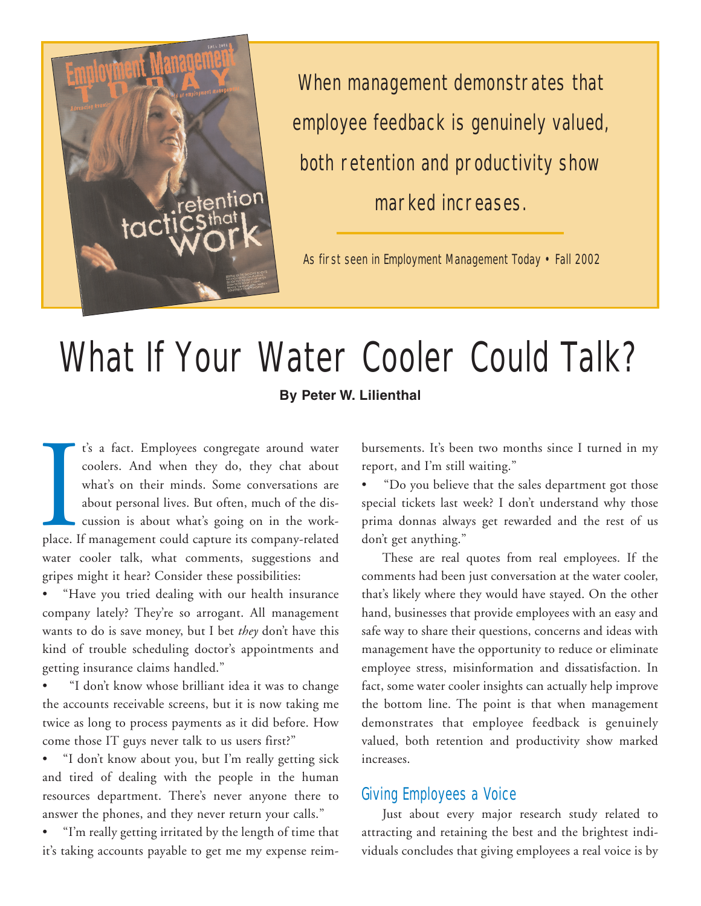When management demonstrates that employee feedback is genuinely valued, both retention and productivity show marked increases.

As first seen in Employment Management Today • Fall 2002

# What If Your Water Cooler Could Talk?

**By Peter W. Lilienthal**

It's a fact. Employees congregate around water coolers. And when they do, they chat about what's on their minds. Some conversations are about personal lives. But often, much of the discussion is about what's going on in the workplace. If management could capture its company-related water cooler talk, what comments, suggestions and gripes might it hear? Consider these possibilities:

- "Have you tried dealing with our health insurance company lately? They're so arrogant. All management wants to do is save money, but I bet *they* don't have this kind of trouble scheduling doctor's appointments and getting insurance claims handled."
- "I don't know whose brilliant idea it was to change the accounts receivable screens, but it is now taking me twice as long to process payments as it did before. How come those IT guys never talk to us users first?"
- "I don't know about you, but I'm really getting sick and tired of dealing with the people in the human resources department. There's never anyone there to answer the phones, and they never return your calls."
- "I'm really getting irritated by the length of time that it's taking accounts payable to get me my expense reimbursements. It's been two months since I turned in my report, and I'm still waiting."
- "Do you believe that the sales department got those special tickets last week? I don't understand why those prima donnas always get rewarded and the rest of us don't get anything."

These are real quotes from real employees. If the comments had been just conversation at the water cooler, that's likely where they would have stayed. On the other hand, businesses that provide employees with an easy and safe way to share their questions, concerns and ideas with management have the opportunity to reduce or eliminate employee stress, misinformation and dissatisfaction. In fact, some water cooler insights can actually help improve the bottom line. The point is that when management demonstrates that employee feedback is genuinely valued, both retention and productivity show marked increases.

## Giving Employees a Voice

Just about every major research study related to attracting and retaining the best and the brightest individuals concludes that giving employees a real voice is by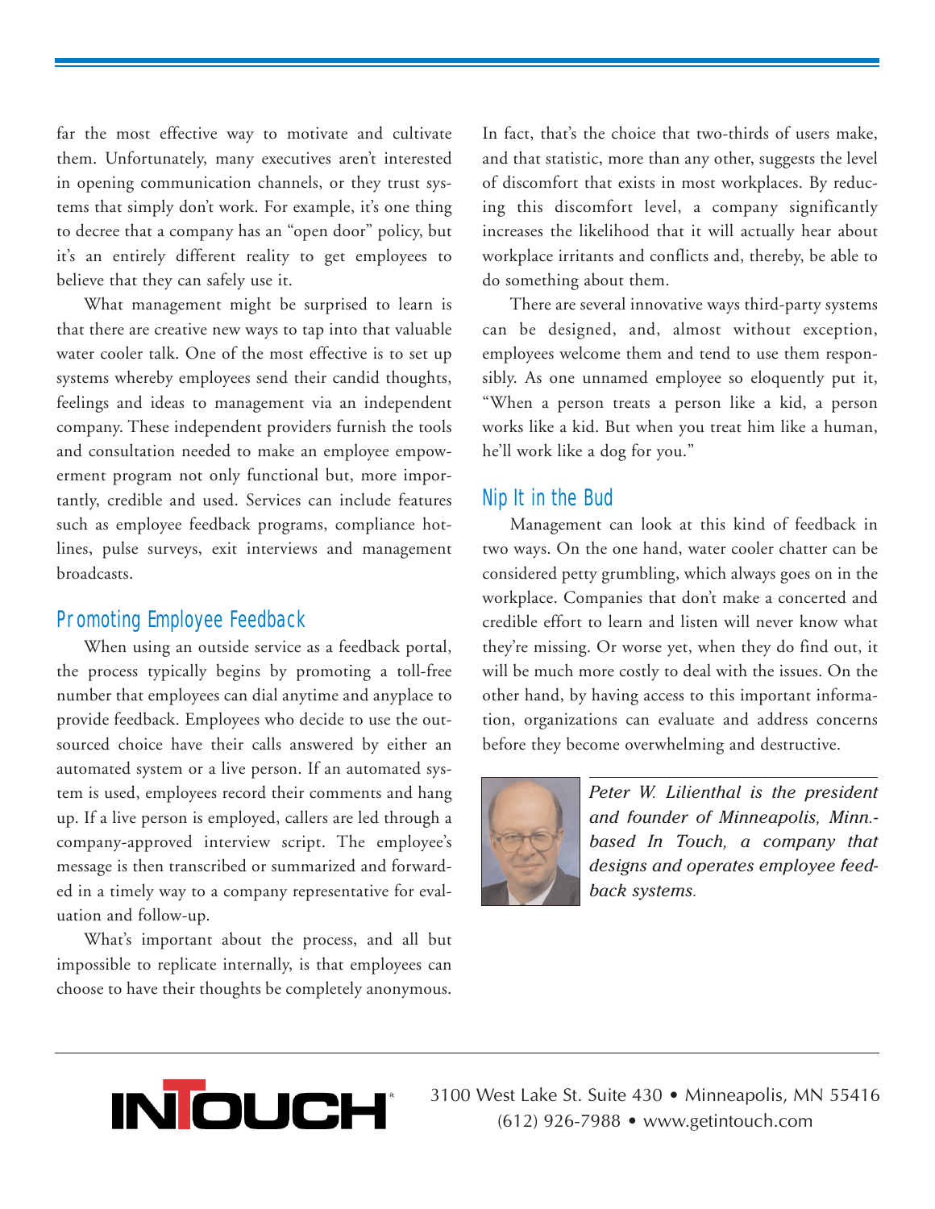far the most effective way to motivate and cultivate them. Unfortunately, many executives aren't interested in opening communication channels, or they trust systems that simply don't work. For example, it's one thing to decree that a company has an "open door" policy, but it's an entirely different reality to get employees to believe that they can safely use it.

What management might be surprised to learn is that there are creative new ways to tap into that valuable water cooler talk. One of the most effective is to set up systems whereby employees send their candid thoughts, feelings and ideas to management via an independent company. These independent providers furnish the tools and consultation needed to make an employee empowerment program not only functional but, more importantly, credible and used. Services can include features such as employee feedback programs, compliance hotlines, pulse surveys, exit interviews and management broadcasts.

## Promoting Employee Feedback

When using an outside service as a feedback portal, the process typically begins by promoting a toll-free number that employees can dial anytime and anyplace to provide feedback. Employees who decide to use the outsourced choice have their calls answered by either an automated system or a live person. If an automated system is used, employees record their comments and hang up. If a live person is employed, callers are led through a company-approved interview script. The employee's message is then transcribed or summarized and forwarded in a timely way to a company representative for evaluation and follow-up.

What's important about the process, and all but impossible to replicate internally, is that employees can choose to have their thoughts be completely anonymous. In fact, that's the choice that two-thirds of users make, and that statistic, more than any other, suggests the level of discomfort that exists in most workplaces. By reducing this discomfort level, a company significantly increases the likelihood that it will actually hear about workplace irritants and conflicts and, thereby, be able to do something about them.

There are several innovative ways third-party systems can be designed, and, almost without exception, employees welcome them and tend to use them responsibly. As one unnamed employee so eloquently put it, "When a person treats a person like a kid, a person works like a kid. But when you treat him like a human, he'll work like a dog for you."

## Nip It in the Bud

Management can look at this kind of feedback in two ways. On the one hand, water cooler chatter can be considered petty grumbling, which always goes on in the workplace. Companies that don't make a concerted and credible effort to learn and listen will never know what they're missing. Or worse yet, when they do find out, it will be much more costly to deal with the issues. On the other hand, by having access to this important information, organizations can evaluate and address concerns before they become overwhelming and destructive.

*Peter W. Lilienthal is the president and founder of Minneapolis, Minn.-based In Touch, a company that designs and operates employee feedback systems.*

INTOUCH

3100 West Lake St. Suite 430 • Minneapolis, MN 55416
(612) 926-7988 • www.getintouch.com